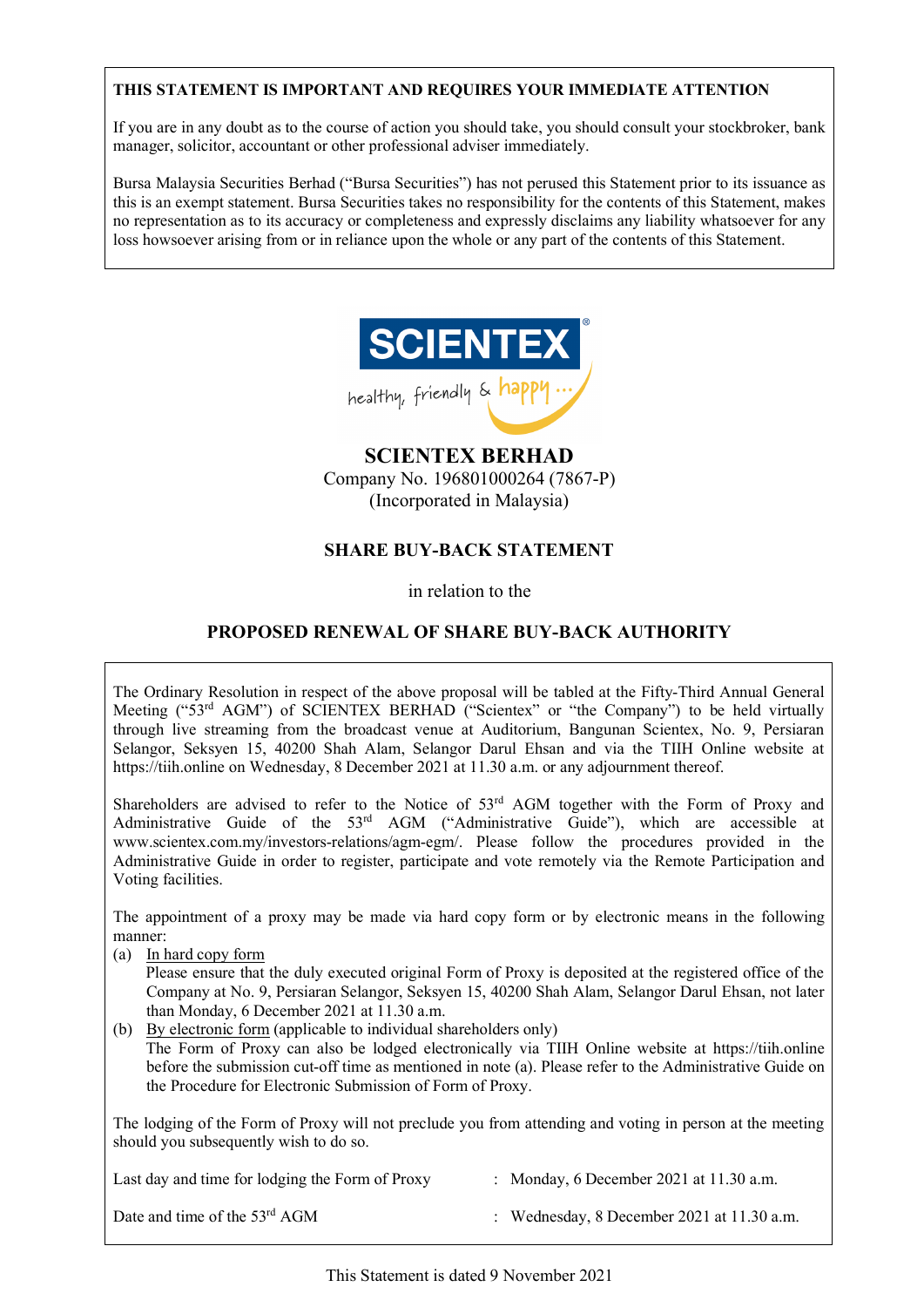**THIS STATEMENT IS IMPORTANT AND REQUIRES YOUR IMMEDIATE ATTENTION**

If you are in any doubt as to the course of action you should take, you should consult your stockbroker, bank manager, solicitor, accountant or other professional adviser immediately.

Bursa Malaysia Securities Berhad ("Bursa Securities") has not perused this Statement prior to its issuance as this is an exempt statement. Bursa Securities takes no responsibility for the contents of this Statement, makes no representation as to its accuracy or completeness and expressly disclaims any liability whatsoever for any loss howsoever arising from or in reliance upon the whole or any part of the contents of this Statement.

SCIENTEX®

healthy, friendly & happy ...

# SCIENTEX BERHAD

Company No. 196801000264 (7867-P)
(Incorporated in Malaysia)

## SHARE BUY-BACK STATEMENT

in relation to the

## PROPOSED RENEWAL OF SHARE BUY-BACK AUTHORITY

The Ordinary Resolution in respect of the above proposal will be tabled at the Fifty-Third Annual General Meeting ("53rd AGM") of SCIENTEX BERHAD ("Scientex" or "the Company") to be held virtually through live streaming from the broadcast venue at Auditorium, Bangunan Scientex, No. 9, Persiaran Selangor, Seksyen 15, 40200 Shah Alam, Selangor Darul Ehsan and via the TIIH Online website at https://tiih.online on Wednesday, 8 December 2021 at 11.30 a.m. or any adjournment thereof.

Shareholders are advised to refer to the Notice of 53rd AGM together with the Form of Proxy and Administrative Guide of the 53rd AGM ("Administrative Guide"), which are accessible at www.scientex.com.my/investors-relations/agm-egm/. Please follow the procedures provided in the Administrative Guide in order to register, participate and vote remotely via the Remote Participation and Voting facilities.

The appointment of a proxy may be made via hard copy form or by electronic means in the following manner:

(a) In hard copy form
Please ensure that the duly executed original Form of Proxy is deposited at the registered office of the Company at No. 9, Persiaran Selangor, Seksyen 15, 40200 Shah Alam, Selangor Darul Ehsan, not later than Monday, 6 December 2021 at 11.30 a.m.

(b) By electronic form (applicable to individual shareholders only)
The Form of Proxy can also be lodged electronically via TIIH Online website at https://tiih.online before the submission cut-off time as mentioned in note (a). Please refer to the Administrative Guide on the Procedure for Electronic Submission of Form of Proxy.

The lodging of the Form of Proxy will not preclude you from attending and voting in person at the meeting should you subsequently wish to do so.

| | | |
|---|---|---|
| Last day and time for lodging the Form of Proxy | : | Monday, 6 December 2021 at 11.30 a.m. |
| Date and time of the 53rd AGM | : | Wednesday, 8 December 2021 at 11.30 a.m. |

This Statement is dated 9 November 2021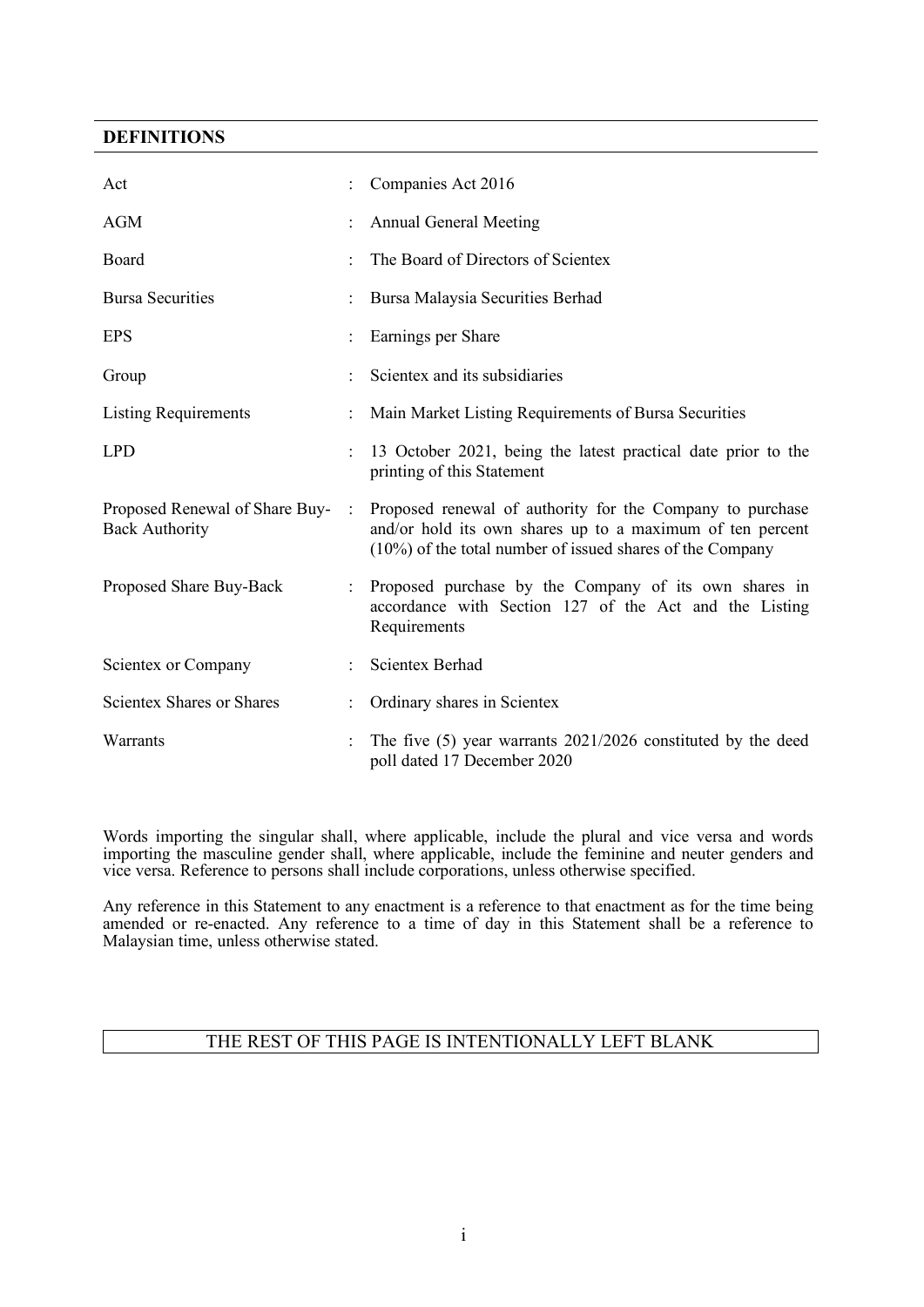## DEFINITIONS

| | | |
|---|---|---|
| Act | : | Companies Act 2016 |
| AGM | : | Annual General Meeting |
| Board | : | The Board of Directors of Scientex |
| Bursa Securities | : | Bursa Malaysia Securities Berhad |
| EPS | : | Earnings per Share |
| Group | : | Scientex and its subsidiaries |
| Listing Requirements | : | Main Market Listing Requirements of Bursa Securities |
| LPD | : | 13 October 2021, being the latest practical date prior to the printing of this Statement |
| Proposed Renewal of Share Buy-Back Authority | : | Proposed renewal of authority for the Company to purchase and/or hold its own shares up to a maximum of ten percent (10%) of the total number of issued shares of the Company |
| Proposed Share Buy-Back | : | Proposed purchase by the Company of its own shares in accordance with Section 127 of the Act and the Listing Requirements |
| Scientex or Company | : | Scientex Berhad |
| Scientex Shares or Shares | : | Ordinary shares in Scientex |
| Warrants | : | The five (5) year warrants 2021/2026 constituted by the deed poll dated 17 December 2020 |

Words importing the singular shall, where applicable, include the plural and vice versa and words importing the masculine gender shall, where applicable, include the feminine and neuter genders and vice versa. Reference to persons shall include corporations, unless otherwise specified.

Any reference in this Statement to any enactment is a reference to that enactment as for the time being amended or re-enacted. Any reference to a time of day in this Statement shall be a reference to Malaysian time, unless otherwise stated.

THE REST OF THIS PAGE IS INTENTIONALLY LEFT BLANK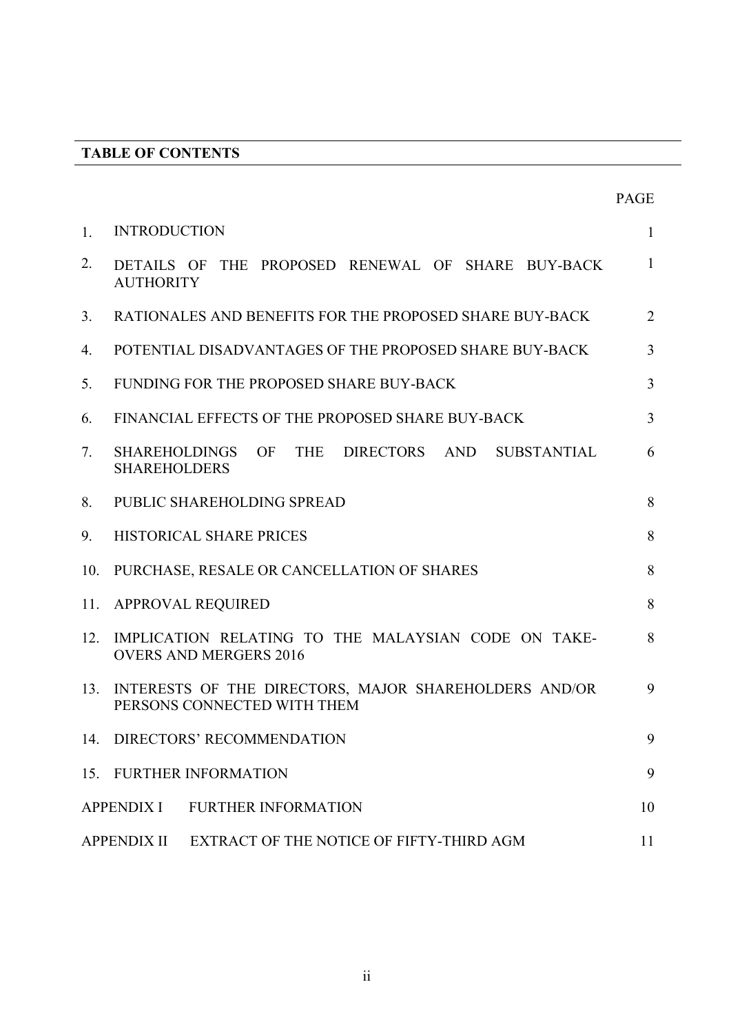## TABLE OF CONTENTS

| | | PAGE |
|---|---|---|
| 1. | INTRODUCTION | 1 |
| 2. | DETAILS OF THE PROPOSED RENEWAL OF SHARE BUY-BACK AUTHORITY | 1 |
| 3. | RATIONALES AND BENEFITS FOR THE PROPOSED SHARE BUY-BACK | 2 |
| 4. | POTENTIAL DISADVANTAGES OF THE PROPOSED SHARE BUY-BACK | 3 |
| 5. | FUNDING FOR THE PROPOSED SHARE BUY-BACK | 3 |
| 6. | FINANCIAL EFFECTS OF THE PROPOSED SHARE BUY-BACK | 3 |
| 7. | SHAREHOLDINGS OF THE DIRECTORS AND SUBSTANTIAL SHAREHOLDERS | 6 |
| 8. | PUBLIC SHAREHOLDING SPREAD | 8 |
| 9. | HISTORICAL SHARE PRICES | 8 |
| 10. | PURCHASE, RESALE OR CANCELLATION OF SHARES | 8 |
| 11. | APPROVAL REQUIRED | 8 |
| 12. | IMPLICATION RELATING TO THE MALAYSIAN CODE ON TAKE-OVERS AND MERGERS 2016 | 8 |
| 13. | INTERESTS OF THE DIRECTORS, MAJOR SHAREHOLDERS AND/OR PERSONS CONNECTED WITH THEM | 9 |
| 14. | DIRECTORS' RECOMMENDATION | 9 |
| 15. | FURTHER INFORMATION | 9 |
| APPENDIX I | FURTHER INFORMATION | 10 |
| APPENDIX II | EXTRACT OF THE NOTICE OF FIFTY-THIRD AGM | 11 |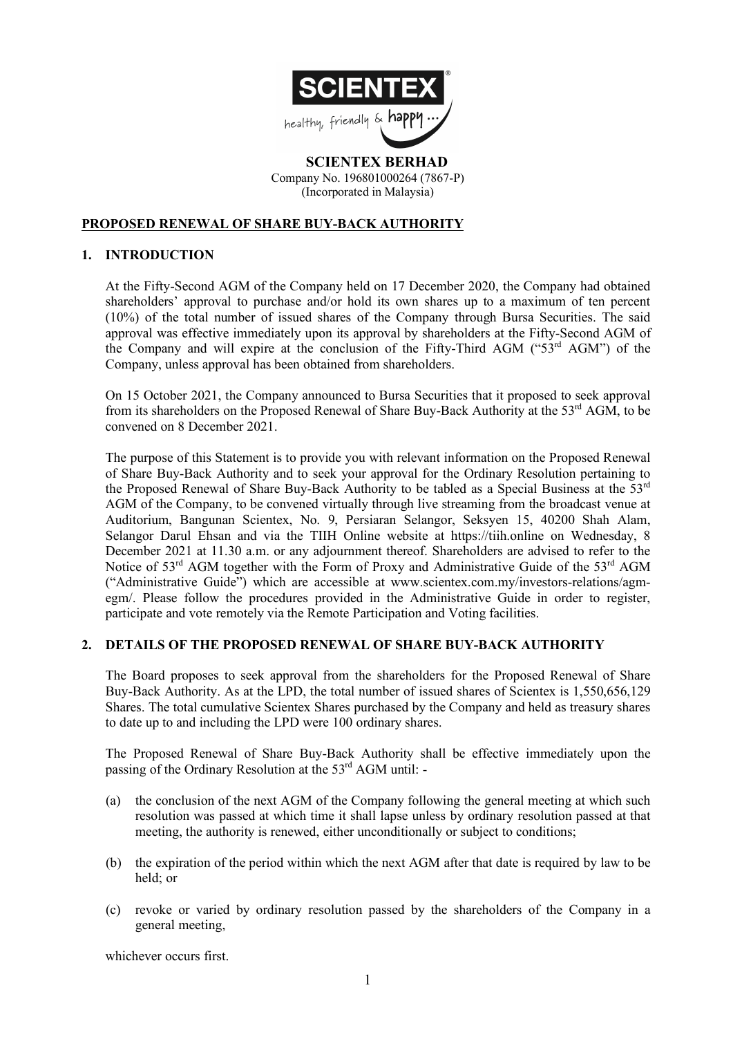**SCIENTEX BERHAD**
Company No. 196801000264 (7867-P)
(Incorporated in Malaysia)

## PROPOSED RENEWAL OF SHARE BUY-BACK AUTHORITY

### 1. INTRODUCTION

At the Fifty-Second AGM of the Company held on 17 December 2020, the Company had obtained shareholders' approval to purchase and/or hold its own shares up to a maximum of ten percent (10%) of the total number of issued shares of the Company through Bursa Securities. The said approval was effective immediately upon its approval by shareholders at the Fifty-Second AGM of the Company and will expire at the conclusion of the Fifty-Third AGM ("53rd AGM") of the Company, unless approval has been obtained from shareholders.

On 15 October 2021, the Company announced to Bursa Securities that it proposed to seek approval from its shareholders on the Proposed Renewal of Share Buy-Back Authority at the 53rd AGM, to be convened on 8 December 2021.

The purpose of this Statement is to provide you with relevant information on the Proposed Renewal of Share Buy-Back Authority and to seek your approval for the Ordinary Resolution pertaining to the Proposed Renewal of Share Buy-Back Authority to be tabled as a Special Business at the 53rd AGM of the Company, to be convened virtually through live streaming from the broadcast venue at Auditorium, Bangunan Scientex, No. 9, Persiaran Selangor, Seksyen 15, 40200 Shah Alam, Selangor Darul Ehsan and via the TIIH Online website at https://tiih.online on Wednesday, 8 December 2021 at 11.30 a.m. or any adjournment thereof. Shareholders are advised to refer to the Notice of 53rd AGM together with the Form of Proxy and Administrative Guide of the 53rd AGM ("Administrative Guide") which are accessible at www.scientex.com.my/investors-relations/agm-egm/. Please follow the procedures provided in the Administrative Guide in order to register, participate and vote remotely via the Remote Participation and Voting facilities.

### 2. DETAILS OF THE PROPOSED RENEWAL OF SHARE BUY-BACK AUTHORITY

The Board proposes to seek approval from the shareholders for the Proposed Renewal of Share Buy-Back Authority. As at the LPD, the total number of issued shares of Scientex is 1,550,656,129 Shares. The total cumulative Scientex Shares purchased by the Company and held as treasury shares to date up to and including the LPD were 100 ordinary shares.

The Proposed Renewal of Share Buy-Back Authority shall be effective immediately upon the passing of the Ordinary Resolution at the 53rd AGM until: -

(a) the conclusion of the next AGM of the Company following the general meeting at which such resolution was passed at which time it shall lapse unless by ordinary resolution passed at that meeting, the authority is renewed, either unconditionally or subject to conditions;

(b) the expiration of the period within which the next AGM after that date is required by law to be held; or

(c) revoke or varied by ordinary resolution passed by the shareholders of the Company in a general meeting,

whichever occurs first.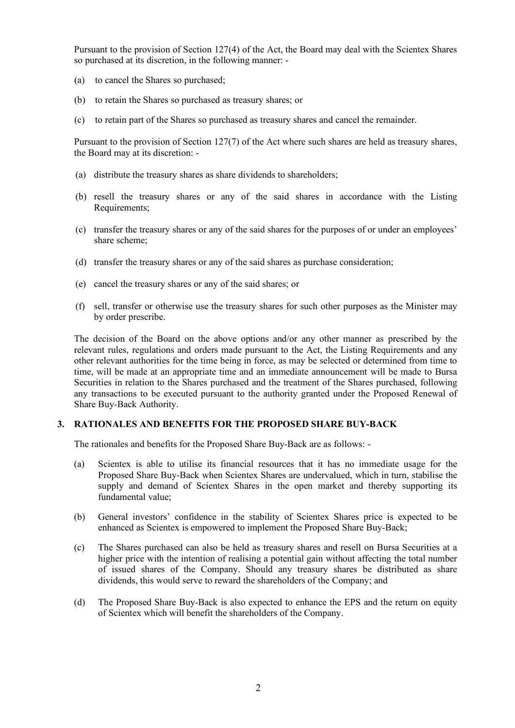Pursuant to the provision of Section 127(4) of the Act, the Board may deal with the Scientex Shares so purchased at its discretion, in the following manner: -

(a) to cancel the Shares so purchased;

(b) to retain the Shares so purchased as treasury shares; or

(c) to retain part of the Shares so purchased as treasury shares and cancel the remainder.

Pursuant to the provision of Section 127(7) of the Act where such shares are held as treasury shares, the Board may at its discretion: -

(a) distribute the treasury shares as share dividends to shareholders;

(b) resell the treasury shares or any of the said shares in accordance with the Listing Requirements;

(c) transfer the treasury shares or any of the said shares for the purposes of or under an employees' share scheme;

(d) transfer the treasury shares or any of the said shares as purchase consideration;

(e) cancel the treasury shares or any of the said shares; or

(f) sell, transfer or otherwise use the treasury shares for such other purposes as the Minister may by order prescribe.

The decision of the Board on the above options and/or any other manner as prescribed by the relevant rules, regulations and orders made pursuant to the Act, the Listing Requirements and any other relevant authorities for the time being in force, as may be selected or determined from time to time, will be made at an appropriate time and an immediate announcement will be made to Bursa Securities in relation to the Shares purchased and the treatment of the Shares purchased, following any transactions to be executed pursuant to the authority granted under the Proposed Renewal of Share Buy-Back Authority.

## 3. RATIONALES AND BENEFITS FOR THE PROPOSED SHARE BUY-BACK

The rationales and benefits for the Proposed Share Buy-Back are as follows: -

(a) Scientex is able to utilise its financial resources that it has no immediate usage for the Proposed Share Buy-Back when Scientex Shares are undervalued, which in turn, stabilise the supply and demand of Scientex Shares in the open market and thereby supporting its fundamental value;

(b) General investors' confidence in the stability of Scientex Shares price is expected to be enhanced as Scientex is empowered to implement the Proposed Share Buy-Back;

(c) The Shares purchased can also be held as treasury shares and resell on Bursa Securities at a higher price with the intention of realising a potential gain without affecting the total number of issued shares of the Company. Should any treasury shares be distributed as share dividends, this would serve to reward the shareholders of the Company; and

(d) The Proposed Share Buy-Back is also expected to enhance the EPS and the return on equity of Scientex which will benefit the shareholders of the Company.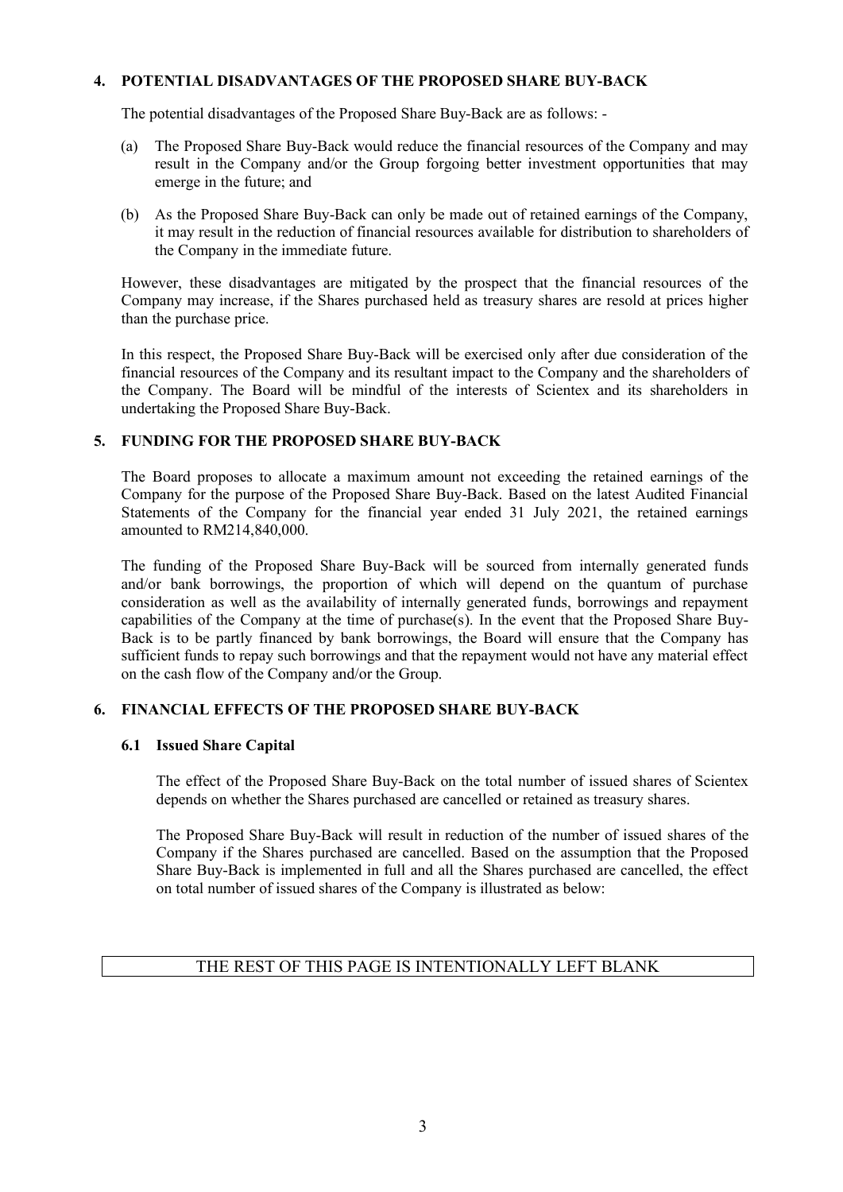## 4. POTENTIAL DISADVANTAGES OF THE PROPOSED SHARE BUY-BACK

The potential disadvantages of the Proposed Share Buy-Back are as follows: -

(a) The Proposed Share Buy-Back would reduce the financial resources of the Company and may result in the Company and/or the Group forgoing better investment opportunities that may emerge in the future; and

(b) As the Proposed Share Buy-Back can only be made out of retained earnings of the Company, it may result in the reduction of financial resources available for distribution to shareholders of the Company in the immediate future.

However, these disadvantages are mitigated by the prospect that the financial resources of the Company may increase, if the Shares purchased held as treasury shares are resold at prices higher than the purchase price.

In this respect, the Proposed Share Buy-Back will be exercised only after due consideration of the financial resources of the Company and its resultant impact to the Company and the shareholders of the Company. The Board will be mindful of the interests of Scientex and its shareholders in undertaking the Proposed Share Buy-Back.

## 5. FUNDING FOR THE PROPOSED SHARE BUY-BACK

The Board proposes to allocate a maximum amount not exceeding the retained earnings of the Company for the purpose of the Proposed Share Buy-Back. Based on the latest Audited Financial Statements of the Company for the financial year ended 31 July 2021, the retained earnings amounted to RM214,840,000.

The funding of the Proposed Share Buy-Back will be sourced from internally generated funds and/or bank borrowings, the proportion of which will depend on the quantum of purchase consideration as well as the availability of internally generated funds, borrowings and repayment capabilities of the Company at the time of purchase(s). In the event that the Proposed Share Buy-Back is to be partly financed by bank borrowings, the Board will ensure that the Company has sufficient funds to repay such borrowings and that the repayment would not have any material effect on the cash flow of the Company and/or the Group.

## 6. FINANCIAL EFFECTS OF THE PROPOSED SHARE BUY-BACK

### 6.1 Issued Share Capital

The effect of the Proposed Share Buy-Back on the total number of issued shares of Scientex depends on whether the Shares purchased are cancelled or retained as treasury shares.

The Proposed Share Buy-Back will result in reduction of the number of issued shares of the Company if the Shares purchased are cancelled. Based on the assumption that the Proposed Share Buy-Back is implemented in full and all the Shares purchased are cancelled, the effect on total number of issued shares of the Company is illustrated as below:

THE REST OF THIS PAGE IS INTENTIONALLY LEFT BLANK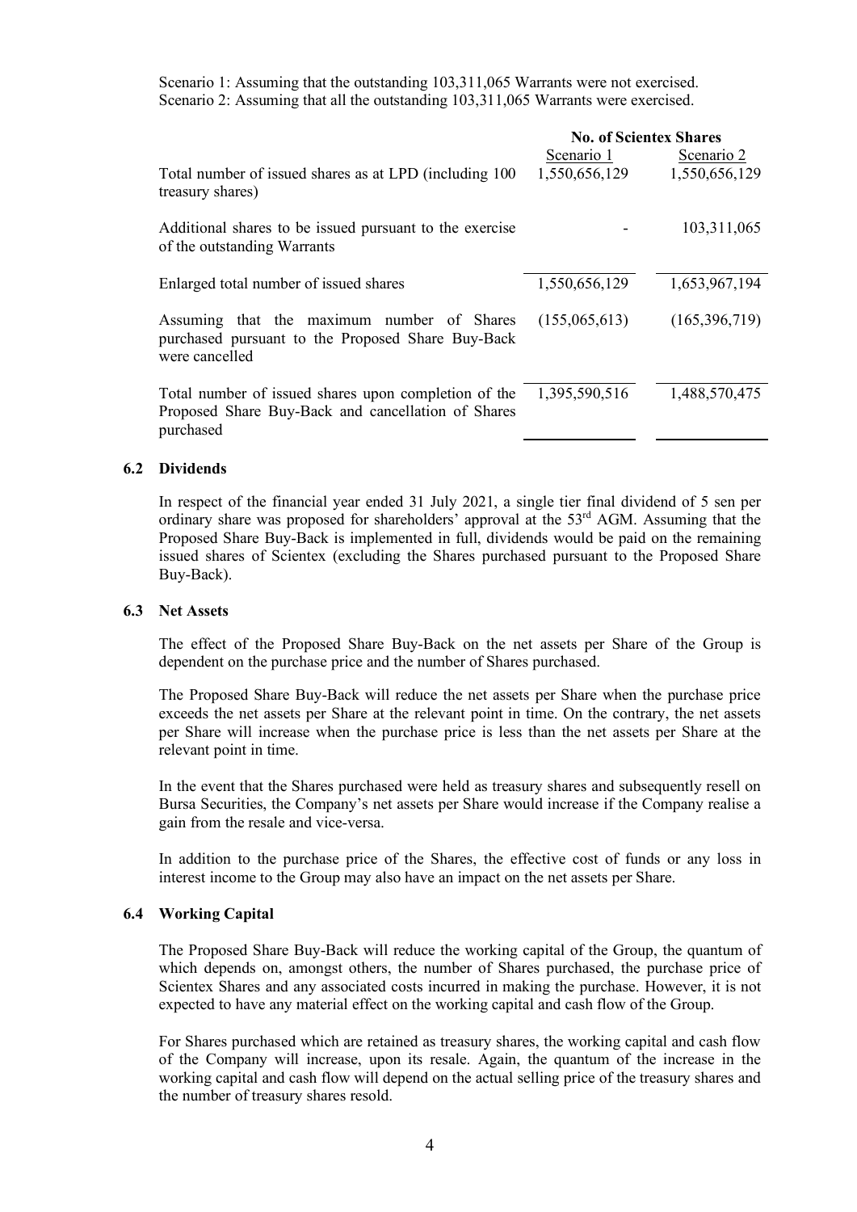Scenario 1: Assuming that the outstanding 103,311,065 Warrants were not exercised.
Scenario 2: Assuming that all the outstanding 103,311,065 Warrants were exercised.

| | **No. of Scientex Shares** | |
|---|---|---|
| | Scenario 1 | Scenario 2 |
| Total number of issued shares as at LPD (including 100 treasury shares) | 1,550,656,129 | 1,550,656,129 |
| Additional shares to be issued pursuant to the exercise of the outstanding Warrants | - | 103,311,065 |
| Enlarged total number of issued shares | 1,550,656,129 | 1,653,967,194 |
| Assuming that the maximum number of Shares purchased pursuant to the Proposed Share Buy-Back were cancelled | (155,065,613) | (165,396,719) |
| Total number of issued shares upon completion of the Proposed Share Buy-Back and cancellation of Shares purchased | 1,395,590,516 | 1,488,570,475 |

### 6.2 Dividends

In respect of the financial year ended 31 July 2021, a single tier final dividend of 5 sen per ordinary share was proposed for shareholders' approval at the 53rd AGM. Assuming that the Proposed Share Buy-Back is implemented in full, dividends would be paid on the remaining issued shares of Scientex (excluding the Shares purchased pursuant to the Proposed Share Buy-Back).

### 6.3 Net Assets

The effect of the Proposed Share Buy-Back on the net assets per Share of the Group is dependent on the purchase price and the number of Shares purchased.

The Proposed Share Buy-Back will reduce the net assets per Share when the purchase price exceeds the net assets per Share at the relevant point in time. On the contrary, the net assets per Share will increase when the purchase price is less than the net assets per Share at the relevant point in time.

In the event that the Shares purchased were held as treasury shares and subsequently resell on Bursa Securities, the Company's net assets per Share would increase if the Company realise a gain from the resale and vice-versa.

In addition to the purchase price of the Shares, the effective cost of funds or any loss in interest income to the Group may also have an impact on the net assets per Share.

### 6.4 Working Capital

The Proposed Share Buy-Back will reduce the working capital of the Group, the quantum of which depends on, amongst others, the number of Shares purchased, the purchase price of Scientex Shares and any associated costs incurred in making the purchase. However, it is not expected to have any material effect on the working capital and cash flow of the Group.

For Shares purchased which are retained as treasury shares, the working capital and cash flow of the Company will increase, upon its resale. Again, the quantum of the increase in the working capital and cash flow will depend on the actual selling price of the treasury shares and the number of treasury shares resold.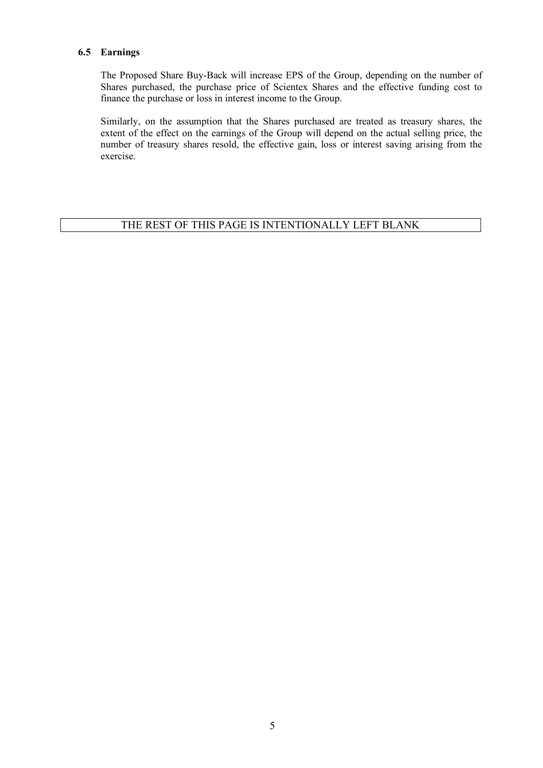### 6.5 Earnings

The Proposed Share Buy-Back will increase EPS of the Group, depending on the number of Shares purchased, the purchase price of Scientex Shares and the effective funding cost to finance the purchase or loss in interest income to the Group.

Similarly, on the assumption that the Shares purchased are treated as treasury shares, the extent of the effect on the earnings of the Group will depend on the actual selling price, the number of treasury shares resold, the effective gain, loss or interest saving arising from the exercise.

THE REST OF THIS PAGE IS INTENTIONALLY LEFT BLANK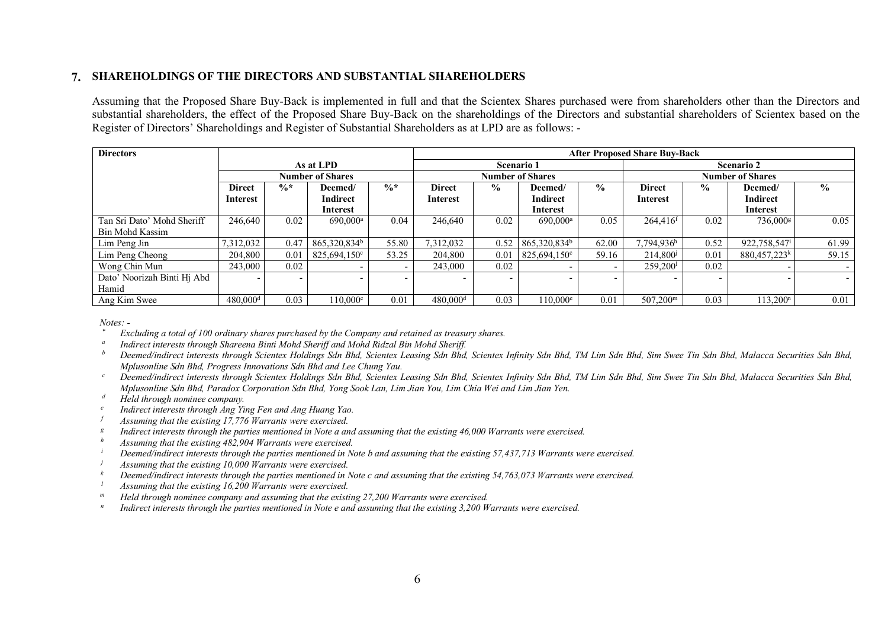## 7. SHAREHOLDINGS OF THE DIRECTORS AND SUBSTANTIAL SHAREHOLDERS

Assuming that the Proposed Share Buy-Back is implemented in full and that the Scientex Shares purchased were from shareholders other than the Directors and substantial shareholders, the effect of the Proposed Share Buy-Back on the shareholdings of the Directors and substantial shareholders of Scientex based on the Register of Directors' Shareholdings and Register of Substantial Shareholders as at LPD are as follows: -

| Directors | As at LPD | | | | After Proposed Share Buy-Back | | | | | | | |
|---|---|---|---|---|---|---|---|---|---|---|---|---|
| | | | | | Scenario 1 | | | | Scenario 2 | | | |
| | Number of Shares | | | | Number of Shares | | | | Number of Shares | | | |
| | Direct Interest | %* | Deemed/ Indirect Interest | %* | Direct Interest | % | Deemed/ Indirect Interest | % | Direct Interest | % | Deemed/ Indirect Interest | % |
| Tan Sri Dato' Mohd Sheriff Bin Mohd Kassim | 246,640 | 0.02 | 690,000[a] | 0.04 | 246,640 | 0.02 | 690,000[a] | 0.05 | 264,416[f] | 0.02 | 736,000[g] | 0.05 |
| Lim Peng Jin | 7,312,032 | 0.47 | 865,320,834[b] | 55.80 | 7,312,032 | 0.52 | 865,320,834[b] | 62.00 | 7,794,936[h] | 0.52 | 922,758,547[i] | 61.99 |
| Lim Peng Cheong | 204,800 | 0.01 | 825,694,150[c] | 53.25 | 204,800 | 0.01 | 825,694,150[c] | 59.16 | 214,800[j] | 0.01 | 880,457,223[k] | 59.15 |
| Wong Chin Mun | 243,000 | 0.02 | - | - | 243,000 | 0.02 | - | - | 259,200[l] | 0.02 | - | - |
| Dato' Noorizah Binti Hj Abd Hamid | - | - | - | - | - | - | - | - | - | - | - | - |
| Ang Kim Swee | 480,000[d] | 0.03 | 110,000[e] | 0.01 | 480,000[d] | 0.03 | 110,000[e] | 0.01 | 507,200[m] | 0.03 | 113,200[n] | 0.01 |

*Notes: -*

\* *Excluding a total of 100 ordinary shares purchased by the Company and retained as treasury shares.*

[a] *Indirect interests through Shareena Binti Mohd Sheriff and Mohd Ridzal Bin Mohd Sheriff.*

[b] *Deemed/indirect interests through Scientex Holdings Sdn Bhd, Scientex Leasing Sdn Bhd, Scientex Infinity Sdn Bhd, TM Lim Sdn Bhd, Sim Swee Tin Sdn Bhd, Malacca Securities Sdn Bhd, Mplusonline Sdn Bhd, Progress Innovations Sdn Bhd and Lee Chung Yau.*

[c] *Deemed/indirect interests through Scientex Holdings Sdn Bhd, Scientex Leasing Sdn Bhd, Scientex Infinity Sdn Bhd, TM Lim Sdn Bhd, Sim Swee Tin Sdn Bhd, Malacca Securities Sdn Bhd, Mplusonline Sdn Bhd, Paradox Corporation Sdn Bhd, Yong Sook Lan, Lim Jian You, Lim Chia Wei and Lim Jian Yen.*

[d] *Held through nominee company.*

[e] *Indirect interests through Ang Ying Fen and Ang Huang Yao.*

[f] *Assuming that the existing 17,776 Warrants were exercised.*

[g] *Indirect interests through the parties mentioned in Note a and assuming that the existing 46,000 Warrants were exercised.*

[h] *Assuming that the existing 482,904 Warrants were exercised.*

[i] *Deemed/indirect interests through the parties mentioned in Note b and assuming that the existing 57,437,713 Warrants were exercised.*

[j] *Assuming that the existing 10,000 Warrants were exercised.*

[k] *Deemed/indirect interests through the parties mentioned in Note c and assuming that the existing 54,763,073 Warrants were exercised.*

[l] *Assuming that the existing 16,200 Warrants were exercised.*

[m] *Held through nominee company and assuming that the existing 27,200 Warrants were exercised.*

[n] *Indirect interests through the parties mentioned in Note e and assuming that the existing 3,200 Warrants were exercised.*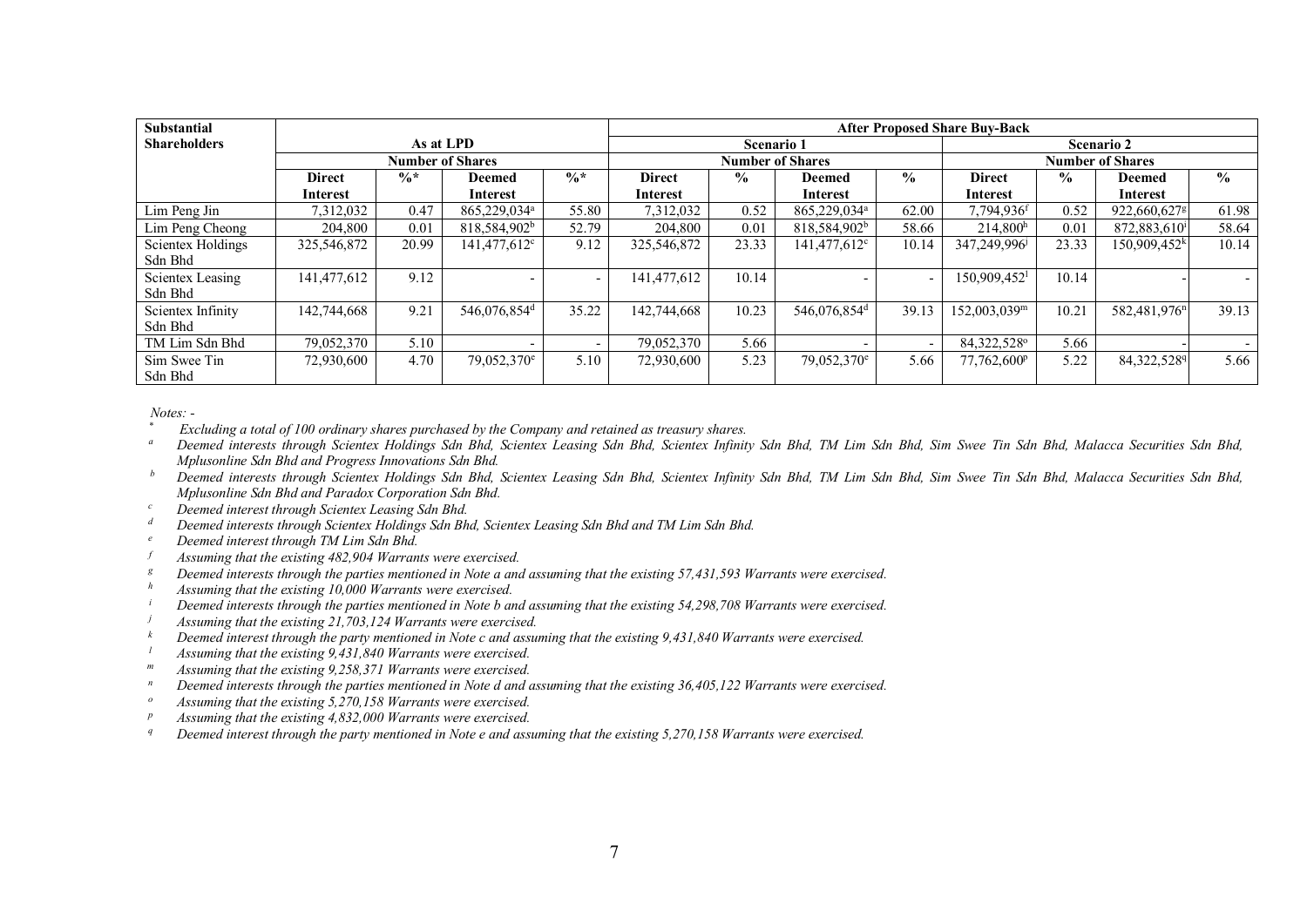| Substantial Shareholders | As at LPD | | | | After Proposed Share Buy-Back | | | | | | | |
|---|---|---|---|---|---|---|---|---|---|---|---|---|
| | | | | | Scenario 1 | | | | Scenario 2 | | | |
| | Number of Shares | | | | Number of Shares | | | | Number of Shares | | | |
| | Direct Interest | %* | Deemed Interest | %* | Direct Interest | % | Deemed Interest | % | Direct Interest | % | Deemed Interest | % |
| Lim Peng Jin | 7,312,032 | 0.47 | 865,229,034[a] | 55.80 | 7,312,032 | 0.52 | 865,229,034[a] | 62.00 | 7,794,936[f] | 0.52 | 922,660,627[g] | 61.98 |
| Lim Peng Cheong | 204,800 | 0.01 | 818,584,902[b] | 52.79 | 204,800 | 0.01 | 818,584,902[b] | 58.66 | 214,800[h] | 0.01 | 872,883,610[i] | 58.64 |
| Scientex Holdings Sdn Bhd | 325,546,872 | 20.99 | 141,477,612[c] | 9.12 | 325,546,872 | 23.33 | 141,477,612[c] | 10.14 | 347,249,996[j] | 23.33 | 150,909,452[k] | 10.14 |
| Scientex Leasing Sdn Bhd | 141,477,612 | 9.12 | - | - | 141,477,612 | 10.14 | - | - | 150,909,452[l] | 10.14 | - | - |
| Scientex Infinity Sdn Bhd | 142,744,668 | 9.21 | 546,076,854[d] | 35.22 | 142,744,668 | 10.23 | 546,076,854[d] | 39.13 | 152,003,039[m] | 10.21 | 582,481,976[n] | 39.13 |
| TM Lim Sdn Bhd | 79,052,370 | 5.10 | - | - | 79,052,370 | 5.66 | - | - | 84,322,528[o] | 5.66 | - | - |
| Sim Swee Tin Sdn Bhd | 72,930,600 | 4.70 | 79,052,370[e] | 5.10 | 72,930,600 | 5.23 | 79,052,370[e] | 5.66 | 77,762,600[p] | 5.22 | 84,322,528[q] | 5.66 |

*Notes: -*

\* *Excluding a total of 100 ordinary shares purchased by the Company and retained as treasury shares.*

[a] *Deemed interests through Scientex Holdings Sdn Bhd, Scientex Leasing Sdn Bhd, Scientex Infinity Sdn Bhd, TM Lim Sdn Bhd, Sim Swee Tin Sdn Bhd, Malacca Securities Sdn Bhd, Mplusonline Sdn Bhd and Progress Innovations Sdn Bhd.*

[b] *Deemed interests through Scientex Holdings Sdn Bhd, Scientex Leasing Sdn Bhd, Scientex Infinity Sdn Bhd, TM Lim Sdn Bhd, Sim Swee Tin Sdn Bhd, Malacca Securities Sdn Bhd, Mplusonline Sdn Bhd and Paradox Corporation Sdn Bhd.*

[c] *Deemed interest through Scientex Leasing Sdn Bhd.*

[d] *Deemed interests through Scientex Holdings Sdn Bhd, Scientex Leasing Sdn Bhd and TM Lim Sdn Bhd.*

[e] *Deemed interest through TM Lim Sdn Bhd.*

[f] *Assuming that the existing 482,904 Warrants were exercised.*

[g] *Deemed interests through the parties mentioned in Note a and assuming that the existing 57,431,593 Warrants were exercised.*

[h] *Assuming that the existing 10,000 Warrants were exercised.*

[i] *Deemed interests through the parties mentioned in Note b and assuming that the existing 54,298,708 Warrants were exercised.*

[j] *Assuming that the existing 21,703,124 Warrants were exercised.*

[k] *Deemed interest through the party mentioned in Note c and assuming that the existing 9,431,840 Warrants were exercised.*

[l] *Assuming that the existing 9,431,840 Warrants were exercised.*

[m] *Assuming that the existing 9,258,371 Warrants were exercised.*

[n] *Deemed interests through the parties mentioned in Note d and assuming that the existing 36,405,122 Warrants were exercised.*

[o] *Assuming that the existing 5,270,158 Warrants were exercised.*

[p] *Assuming that the existing 4,832,000 Warrants were exercised.*

[q] *Deemed interest through the party mentioned in Note e and assuming that the existing 5,270,158 Warrants were exercised.*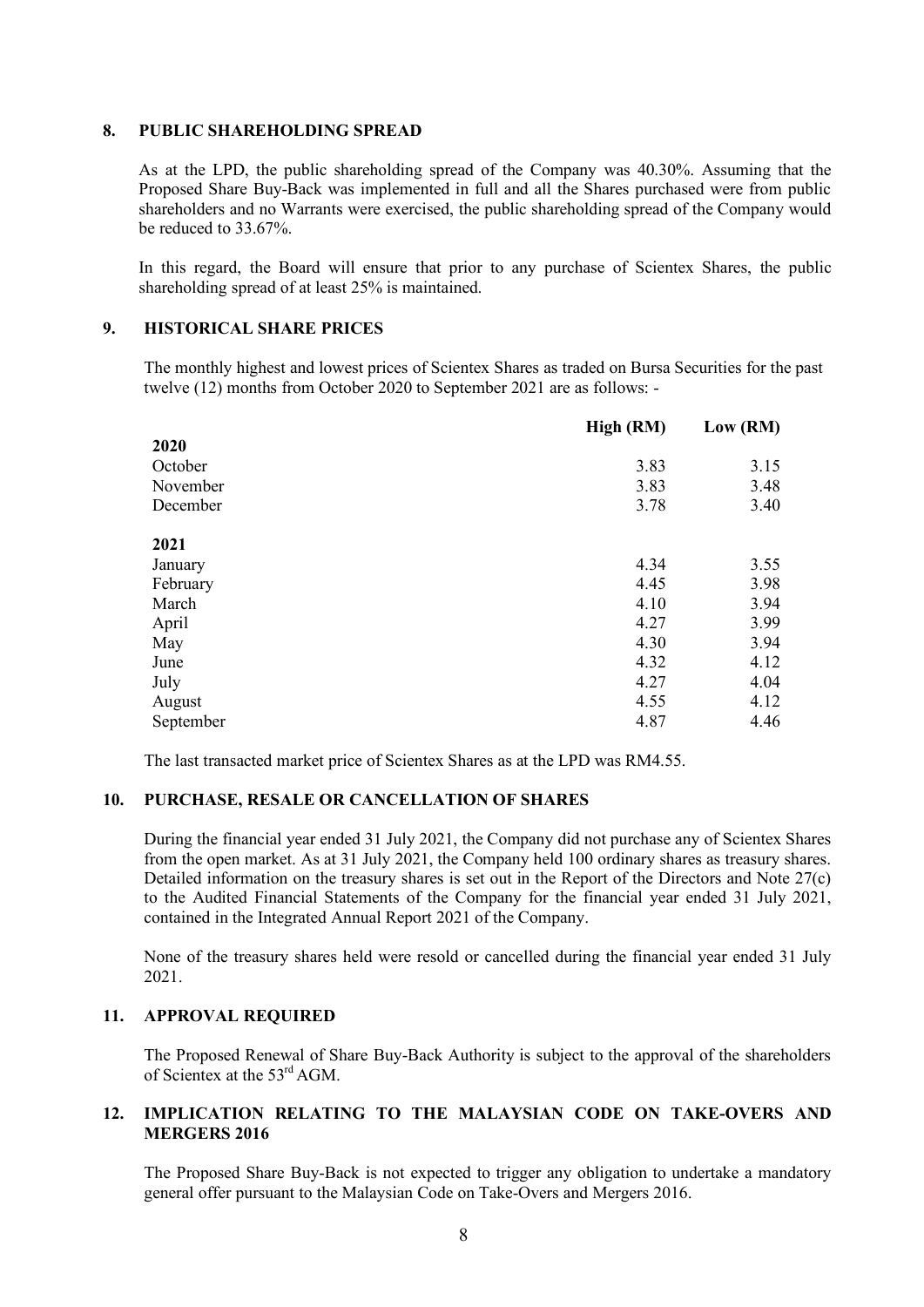## 8. PUBLIC SHAREHOLDING SPREAD

As at the LPD, the public shareholding spread of the Company was 40.30%. Assuming that the Proposed Share Buy-Back was implemented in full and all the Shares purchased were from public shareholders and no Warrants were exercised, the public shareholding spread of the Company would be reduced to 33.67%.

In this regard, the Board will ensure that prior to any purchase of Scientex Shares, the public shareholding spread of at least 25% is maintained.

## 9. HISTORICAL SHARE PRICES

The monthly highest and lowest prices of Scientex Shares as traded on Bursa Securities for the past twelve (12) months from October 2020 to September 2021 are as follows: -

| | High (RM) | Low (RM) |
|---|---|---|
| **2020** | | |
| October | 3.83 | 3.15 |
| November | 3.83 | 3.48 |
| December | 3.78 | 3.40 |
| **2021** | | |
| January | 4.34 | 3.55 |
| February | 4.45 | 3.98 |
| March | 4.10 | 3.94 |
| April | 4.27 | 3.99 |
| May | 4.30 | 3.94 |
| June | 4.32 | 4.12 |
| July | 4.27 | 4.04 |
| August | 4.55 | 4.12 |
| September | 4.87 | 4.46 |

The last transacted market price of Scientex Shares as at the LPD was RM4.55.

## 10. PURCHASE, RESALE OR CANCELLATION OF SHARES

During the financial year ended 31 July 2021, the Company did not purchase any of Scientex Shares from the open market. As at 31 July 2021, the Company held 100 ordinary shares as treasury shares. Detailed information on the treasury shares is set out in the Report of the Directors and Note 27(c) to the Audited Financial Statements of the Company for the financial year ended 31 July 2021, contained in the Integrated Annual Report 2021 of the Company.

None of the treasury shares held were resold or cancelled during the financial year ended 31 July 2021.

## 11. APPROVAL REQUIRED

The Proposed Renewal of Share Buy-Back Authority is subject to the approval of the shareholders of Scientex at the 53rd AGM.

## 12. IMPLICATION RELATING TO THE MALAYSIAN CODE ON TAKE-OVERS AND MERGERS 2016

The Proposed Share Buy-Back is not expected to trigger any obligation to undertake a mandatory general offer pursuant to the Malaysian Code on Take-Overs and Mergers 2016.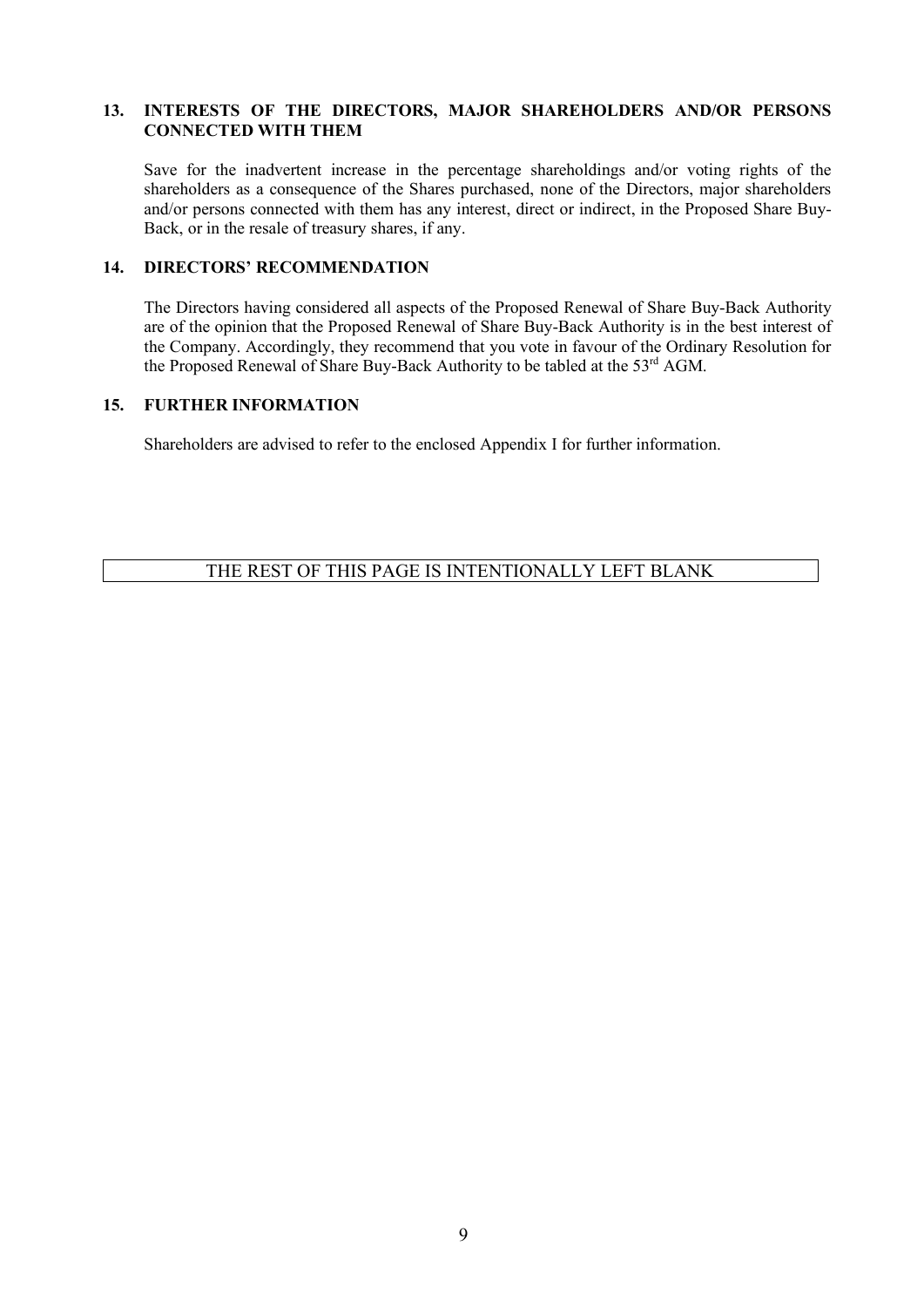## 13. INTERESTS OF THE DIRECTORS, MAJOR SHAREHOLDERS AND/OR PERSONS CONNECTED WITH THEM

Save for the inadvertent increase in the percentage shareholdings and/or voting rights of the shareholders as a consequence of the Shares purchased, none of the Directors, major shareholders and/or persons connected with them has any interest, direct or indirect, in the Proposed Share Buy-Back, or in the resale of treasury shares, if any.

## 14. DIRECTORS' RECOMMENDATION

The Directors having considered all aspects of the Proposed Renewal of Share Buy-Back Authority are of the opinion that the Proposed Renewal of Share Buy-Back Authority is in the best interest of the Company. Accordingly, they recommend that you vote in favour of the Ordinary Resolution for the Proposed Renewal of Share Buy-Back Authority to be tabled at the 53rd AGM.

## 15. FURTHER INFORMATION

Shareholders are advised to refer to the enclosed Appendix I for further information.

THE REST OF THIS PAGE IS INTENTIONALLY LEFT BLANK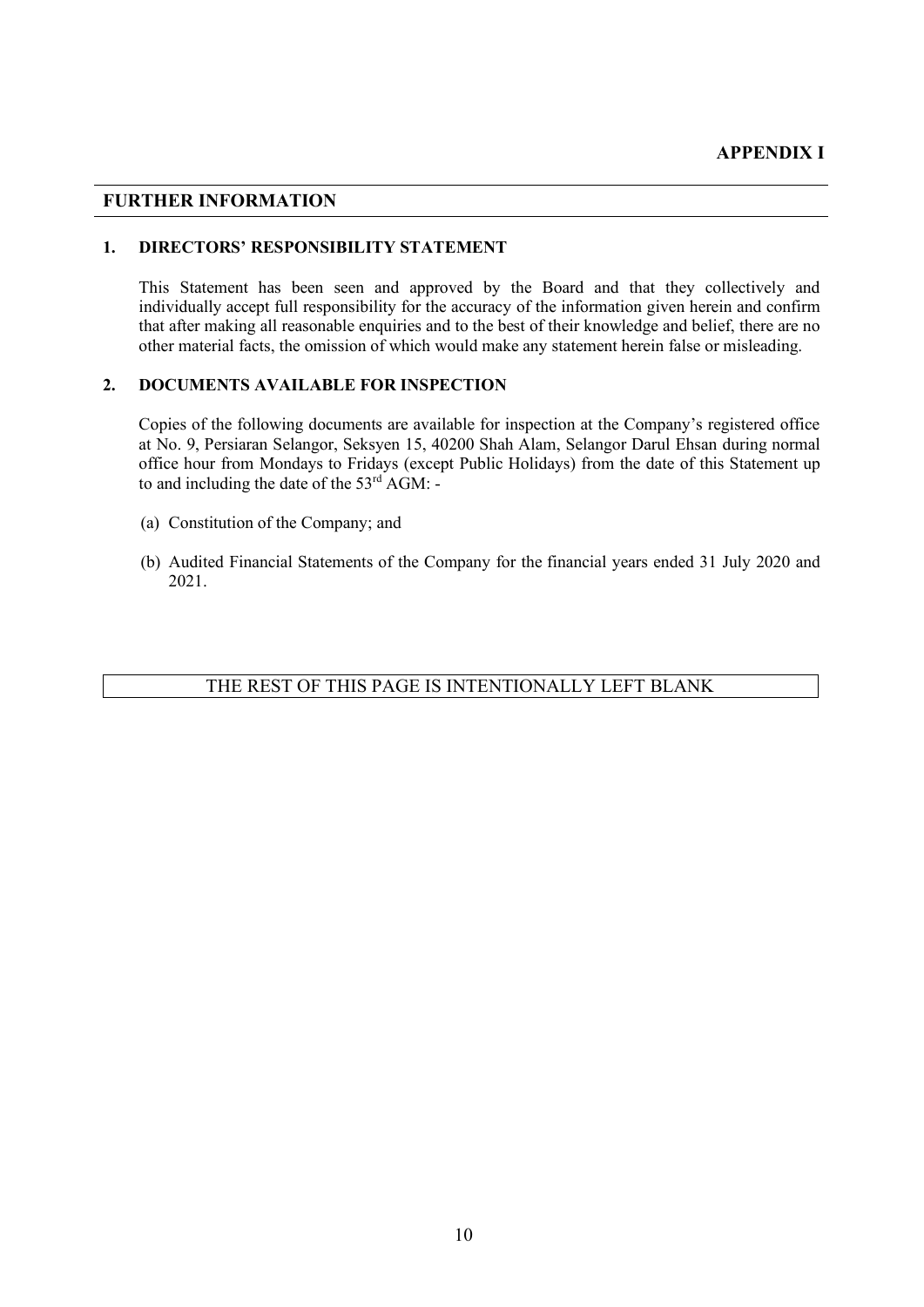**APPENDIX I**

## FURTHER INFORMATION

### 1. DIRECTORS' RESPONSIBILITY STATEMENT

This Statement has been seen and approved by the Board and that they collectively and individually accept full responsibility for the accuracy of the information given herein and confirm that after making all reasonable enquiries and to the best of their knowledge and belief, there are no other material facts, the omission of which would make any statement herein false or misleading.

### 2. DOCUMENTS AVAILABLE FOR INSPECTION

Copies of the following documents are available for inspection at the Company's registered office at No. 9, Persiaran Selangor, Seksyen 15, 40200 Shah Alam, Selangor Darul Ehsan during normal office hour from Mondays to Fridays (except Public Holidays) from the date of this Statement up to and including the date of the 53rd AGM: -

(a) Constitution of the Company; and

(b) Audited Financial Statements of the Company for the financial years ended 31 July 2020 and 2021.

THE REST OF THIS PAGE IS INTENTIONALLY LEFT BLANK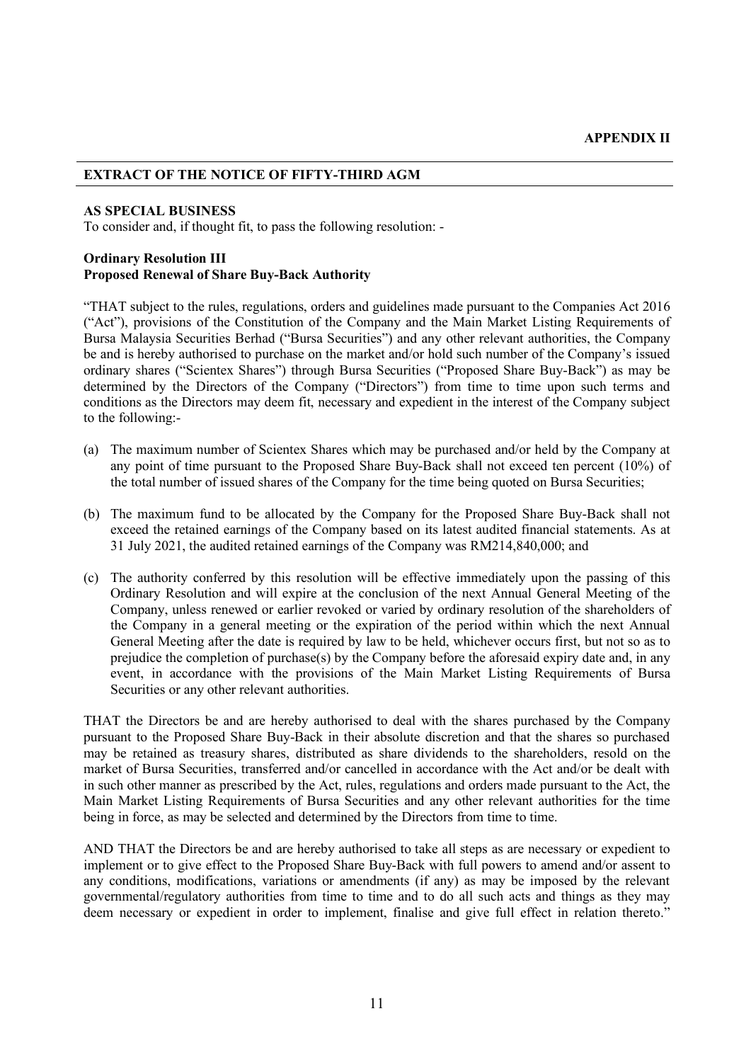**APPENDIX II**

## EXTRACT OF THE NOTICE OF FIFTY-THIRD AGM

**AS SPECIAL BUSINESS**
To consider and, if thought fit, to pass the following resolution: -

**Ordinary Resolution III**
**Proposed Renewal of Share Buy-Back Authority**

"THAT subject to the rules, regulations, orders and guidelines made pursuant to the Companies Act 2016 ("Act"), provisions of the Constitution of the Company and the Main Market Listing Requirements of Bursa Malaysia Securities Berhad ("Bursa Securities") and any other relevant authorities, the Company be and is hereby authorised to purchase on the market and/or hold such number of the Company's issued ordinary shares ("Scientex Shares") through Bursa Securities ("Proposed Share Buy-Back") as may be determined by the Directors of the Company ("Directors") from time to time upon such terms and conditions as the Directors may deem fit, necessary and expedient in the interest of the Company subject to the following:-

(a) The maximum number of Scientex Shares which may be purchased and/or held by the Company at any point of time pursuant to the Proposed Share Buy-Back shall not exceed ten percent (10%) of the total number of issued shares of the Company for the time being quoted on Bursa Securities;

(b) The maximum fund to be allocated by the Company for the Proposed Share Buy-Back shall not exceed the retained earnings of the Company based on its latest audited financial statements. As at 31 July 2021, the audited retained earnings of the Company was RM214,840,000; and

(c) The authority conferred by this resolution will be effective immediately upon the passing of this Ordinary Resolution and will expire at the conclusion of the next Annual General Meeting of the Company, unless renewed or earlier revoked or varied by ordinary resolution of the shareholders of the Company in a general meeting or the expiration of the period within which the next Annual General Meeting after the date is required by law to be held, whichever occurs first, but not so as to prejudice the completion of purchase(s) by the Company before the aforesaid expiry date and, in any event, in accordance with the provisions of the Main Market Listing Requirements of Bursa Securities or any other relevant authorities.

THAT the Directors be and are hereby authorised to deal with the shares purchased by the Company pursuant to the Proposed Share Buy-Back in their absolute discretion and that the shares so purchased may be retained as treasury shares, distributed as share dividends to the shareholders, resold on the market of Bursa Securities, transferred and/or cancelled in accordance with the Act and/or be dealt with in such other manner as prescribed by the Act, rules, regulations and orders made pursuant to the Act, the Main Market Listing Requirements of Bursa Securities and any other relevant authorities for the time being in force, as may be selected and determined by the Directors from time to time.

AND THAT the Directors be and are hereby authorised to take all steps as are necessary or expedient to implement or to give effect to the Proposed Share Buy-Back with full powers to amend and/or assent to any conditions, modifications, variations or amendments (if any) as may be imposed by the relevant governmental/regulatory authorities from time to time and to do all such acts and things as they may deem necessary or expedient in order to implement, finalise and give full effect in relation thereto."